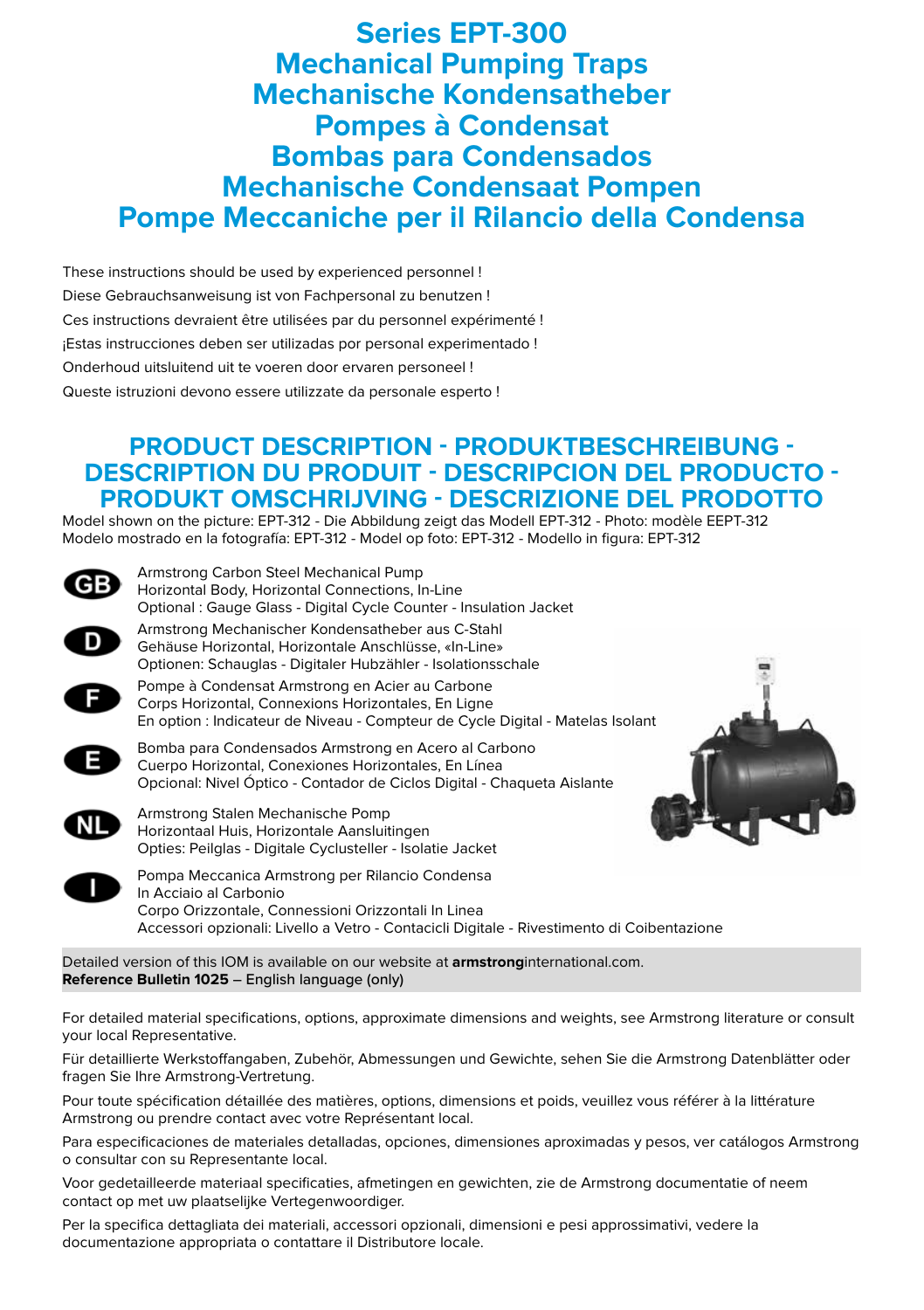# Series EPT-300
# Mechanical Pumping Traps
# Mechanische Kondensatheber
# Pompes à Condensat
# Bombas para Condensados
# Mechanische Condensaat Pompen
# Pompe Meccaniche per il Rilancio della Condensa

These instructions should be used by experienced personnel !

Diese Gebrauchsanweisung ist von Fachpersonal zu benutzen !

Ces instructions devraient être utilisées par du personnel expérimenté !

¡Estas instrucciones deben ser utilizadas por personal experimentado !

Onderhoud uitsluitend uit te voeren door ervaren personeel !

Queste istruzioni devono essere utilizzate da personale esperto !

## PRODUCT DESCRIPTION - PRODUKTBESCHREIBUNG - DESCRIPTION DU PRODUIT - DESCRIPCION DEL PRODUCTO - PRODUKT OMSCHRIJVING - DESCRIZIONE DEL PRODOTTO

Model shown on the picture: EPT-312 - Die Abbildung zeigt das Modell EPT-312 - Photo: modèle EEPT-312
Modelo mostrado en la fotografía: EPT-312 - Model op foto: EPT-312 - Modello in figura: EPT-312

**GB**
Armstrong Carbon Steel Mechanical Pump
Horizontal Body, Horizontal Connections, In-Line
Optional : Gauge Glass - Digital Cycle Counter - Insulation Jacket

**D**
Armstrong Mechanischer Kondensatheber aus C-Stahl
Gehäuse Horizontal, Horizontale Anschlüsse, «In-Line»
Optionen: Schauglas - Digitaler Hubzähler - Isolationsschale

**F**
Pompe à Condensat Armstrong en Acier au Carbone
Corps Horizontal, Connexions Horizontales, En Ligne
En option : Indicateur de Niveau - Compteur de Cycle Digital - Matelas Isolant

**E**
Bomba para Condensados Armstrong en Acero al Carbono
Cuerpo Horizontal, Conexiones Horizontales, En Línea
Opcional: Nivel Óptico - Contador de Ciclos Digital - Chaqueta Aislante

**NL**
Armstrong Stalen Mechanische Pomp
Horizontaal Huis, Horizontale Aansluitingen
Opties: Peilglas - Digitale Cyclusteller - Isolatie Jacket

**I**
Pompa Meccanica Armstrong per Rilancio Condensa
In Acciaio al Carbonio
Corpo Orizzontale, Connessioni Orizzontali In Linea
Accessori opzionali: Livello a Vetro - Contacicli Digitale - Rivestimento di Coibentazione

Detailed version of this IOM is available on our website at **armstrong**international.com.
**Reference Bulletin 1025** – English language (only)

For detailed material specifications, options, approximate dimensions and weights, see Armstrong literature or consult your local Representative.

Für detaillierte Werkstoffangaben, Zubehör, Abmessungen und Gewichte, sehen Sie die Armstrong Datenblätter oder fragen Sie Ihre Armstrong-Vertretung.

Pour toute spécification détaillée des matières, options, dimensions et poids, veuillez vous référer à la littérature Armstrong ou prendre contact avec votre Représentant local.

Para especificaciones de materiales detalladas, opciones, dimensiones aproximadas y pesos, ver catálogos Armstrong o consultar con su Representante local.

Voor gedetailleerde materiaal specificaties, afmetingen en gewichten, zie de Armstrong documentatie of neem contact op met uw plaatselijke Vertegenwoordiger.

Per la specifica dettagliata dei materiali, accessori opzionali, dimensioni e pesi approssimativi, vedere la documentazione appropriata o contattare il Distributore locale.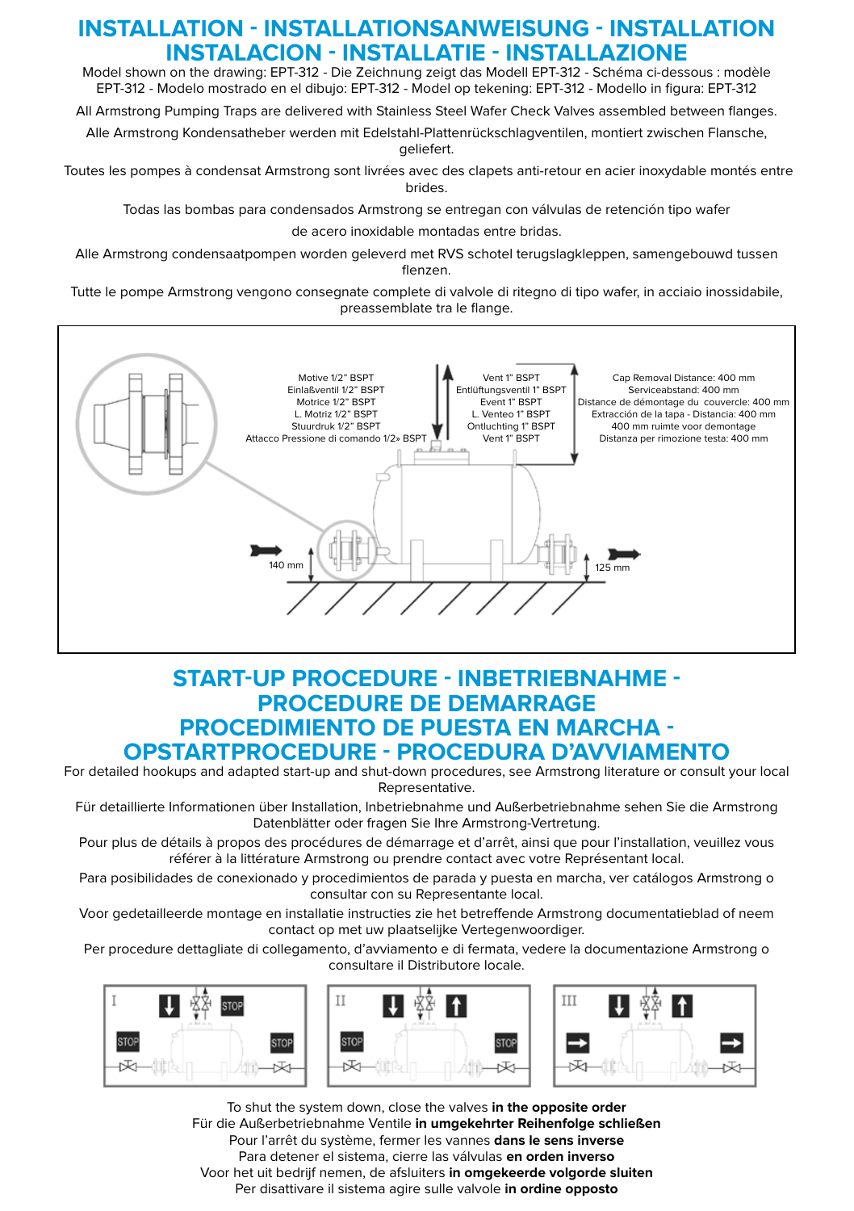# INSTALLATION - INSTALLATIONSANWEISUNG - INSTALLATION INSTALACION - INSTALLATIE - INSTALLAZIONE

Model shown on the drawing: EPT-312 - Die Zeichnung zeigt das Modell EPT-312 - Schéma ci-dessous : modèle EPT-312 - Modelo mostrado en el dibujo: EPT-312 - Model op tekening: EPT-312 - Modello in figura: EPT-312

All Armstrong Pumping Traps are delivered with Stainless Steel Wafer Check Valves assembled between flanges.

Alle Armstrong Kondensatheber werden mit Edelstahl-Plattenrückschlagventilen, montiert zwischen Flansche, geliefert.

Toutes les pompes à condensat Armstrong sont livrées avec des clapets anti-retour en acier inoxydable montés entre brides.

Todas las bombas para condensados Armstrong se entregan con válvulas de retención tipo wafer

de acero inoxidable montadas entre bridas.

Alle Armstrong condensaatpompen worden geleverd met RVS schotel terugslagkleppen, samengebouwd tussen flenzen.

Tutte le pompe Armstrong vengono consegnate complete di valvole di ritegno di tipo wafer, in acciaio inossidabile, preassemblate tra le flange.

Motive 1/2" BSPT
Einlaßventil 1/2" BSPT
Motrice 1/2" BSPT
L. Motriz 1/2" BSPT
Stuurdruk 1/2" BSPT
Attacco Pressione di comando 1/2» BSPT

Vent 1" BSPT
Entlüftungsventil 1" BSPT
Event 1" BSPT
L. Venteo 1" BSPT
Ontluchting 1" BSPT
Vent 1" BSPT

Cap Removal Distance: 400 mm
Serviceabstand: 400 mm
Distance de démontage du couvercle: 400 mm
Extracción de la tapa - Distancia: 400 mm
400 mm ruimte voor demontage
Distanza per rimozione testa: 400 mm

140 mm

125 mm

# START-UP PROCEDURE - INBETRIEBNAHME - PROCEDURE DE DEMARRAGE PROCEDIMIENTO DE PUESTA EN MARCHA - OPSTARTPROCEDURE - PROCEDURA D'AVVIAMENTO

For detailed hookups and adapted start-up and shut-down procedures, see Armstrong literature or consult your local Representative.

Für detaillierte Informationen über Installation, Inbetriebnahme und Außerbetriebnahme sehen Sie die Armstrong Datenblätter oder fragen Sie Ihre Armstrong-Vertretung.

Pour plus de détails à propos des procédures de démarrage et d'arrêt, ainsi que pour l'installation, veuillez vous référer à la littérature Armstrong ou prendre contact avec votre Représentant local.

Para posibilidades de conexionado y procedimientos de parada y puesta en marcha, ver catálogos Armstrong o consultar con su Representante local.

Voor gedetailleerde montage en installatie instructies zie het betreffende Armstrong documentatieblad of neem contact op met uw plaatselijke Vertegenwoordiger.

Per procedure dettagliate di collegamento, d'avviamento e di fermata, vedere la documentazione Armstrong o consultare il Distributore locale.

I — STOP, STOP, STOP

II — STOP, STOP

III

To shut the system down, close the valves **in the opposite order**
Für die Außerbetriebnahme Ventile **in umgekehrter Reihenfolge schließen**
Pour l'arrêt du système, fermer les vannes **dans le sens inverse**
Para detener el sistema, cierre las válvulas **en orden inverso**
Voor het uit bedrijf nemen, de afsluiters **in omgekeerde volgorde sluiten**
Per disattivare il sistema agire sulle valvole **in ordine opposto**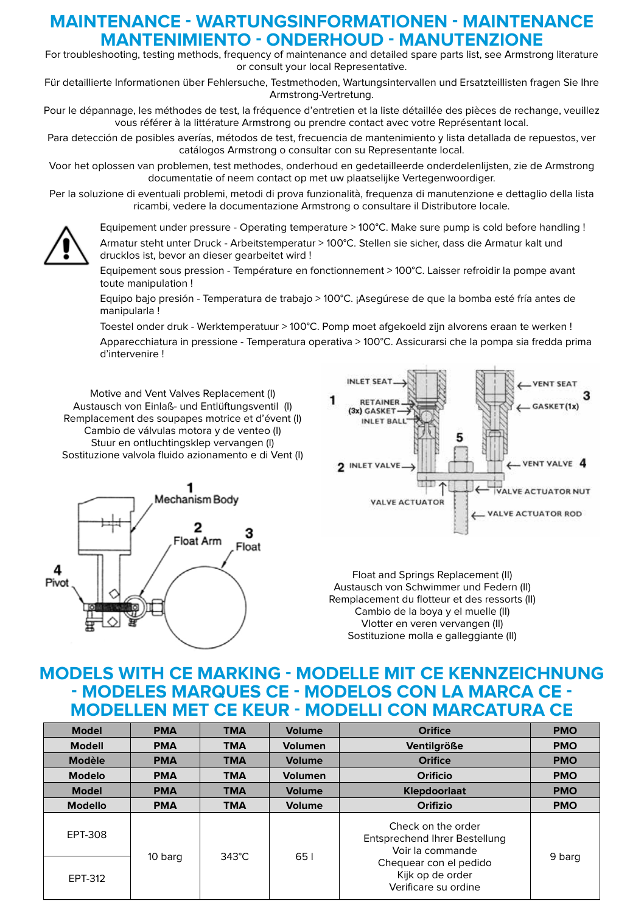# MAINTENANCE - WARTUNGSINFORMATIONEN - MAINTENANCE MANTENIMIENTO - ONDERHOUD - MANUTENZIONE

For troubleshooting, testing methods, frequency of maintenance and detailed spare parts list, see Armstrong literature or consult your local Representative.

Für detaillierte Informationen über Fehlersuche, Testmethoden, Wartungsintervallen und Ersatzteillisten fragen Sie Ihre Armstrong-Vertretung.

Pour le dépannage, les méthodes de test, la fréquence d'entretien et la liste détaillée des pièces de rechange, veuillez vous référer à la littérature Armstrong ou prendre contact avec votre Représentant local.

Para detección de posibles averías, métodos de test, frecuencia de mantenimiento y lista detallada de repuestos, ver catálogos Armstrong o consultar con su Representante local.

Voor het oplossen van problemen, test methodes, onderhoud en gedetailleerde onderdelenlijsten, zie de Armstrong documentatie of neem contact op met uw plaatselijke Vertegenwoordiger.

Per la soluzione di eventuali problemi, metodi di prova funzionalità, frequenza di manutenzione e dettaglio della lista ricambi, vedere la documentazione Armstrong o consultare il Distributore locale.

Equipement under pressure - Operating temperature > 100°C. Make sure pump is cold before handling !

Armatur steht unter Druck - Arbeitstemperatur > 100°C. Stellen sie sicher, dass die Armatur kalt und drucklos ist, bevor an dieser gearbeitet wird !

Equipement sous pression - Température en fonctionnement > 100°C. Laisser refroidir la pompe avant toute manipulation !

Equipo bajo presión - Temperatura de trabajo > 100°C. ¡Asegúrese de que la bomba esté fría antes de manipularla !

Toestel onder druk - Werktemperatuur > 100°C. Pomp moet afgekoeld zijn alvorens eraan te werken !

Apparecchiatura in pressione - Temperatura operativa > 100°C. Assicurarsi che la pompa sia fredda prima d'intervenire !

Motive and Vent Valves Replacement (I)
Austausch von Einlaß- und Entlüftungsventil (I)
Remplacement des soupapes motrice et d'évent (I)
Cambio de válvulas motora y de venteo (I)
Stuur en ontluchtingsklep vervangen (I)
Sostituzione valvola fluido azionamento e di Vent (I)

1 INLET SEAT, RETAINER, (3x) GASKET, INLET BALL
2 INLET VALVE
3 VENT SEAT, GASKET (1x)
4 VENT VALVE
5
VALVE ACTUATOR, VALVE ACTUATOR NUT, VALVE ACTUATOR ROD

1 Mechanism Body
2 Float Arm
3 Float
4 Pivot

Float and Springs Replacement (II)
Austausch von Schwimmer und Federn (II)
Remplacement du flotteur et des ressorts (II)
Cambio de la boya y el muelle (II)
Vlotter en veren vervangen (II)
Sostituzione molla e galleggiante (II)

# MODELS WITH CE MARKING - MODELLE MIT CE KENNZEICHNUNG - MODELES MARQUES CE - MODELOS CON LA MARCA CE - MODELLEN MET CE KEUR - MODELLI CON MARCATURA CE

| Model | PMA | TMA | Volume | Orifice | PMO |
|---|---|---|---|---|---|
| Modell | PMA | TMA | Volumen | Ventilgröße | PMO |
| Modèle | PMA | TMA | Volume | Orifice | PMO |
| Modelo | PMA | TMA | Volumen | Orificio | PMO |
| Model | PMA | TMA | Volume | Klepdoorlaat | PMO |
| Modello | PMA | TMA | Volume | Orifizio | PMO |
| EPT-308 | 10 barg | 343°C | 65 l | Check on the order<br>Entsprechend Ihrer Bestellung<br>Voir la commande<br>Chequear con el pedido<br>Kijk op de order<br>Verificare su ordine | 9 barg |
| EPT-312 | | | | | |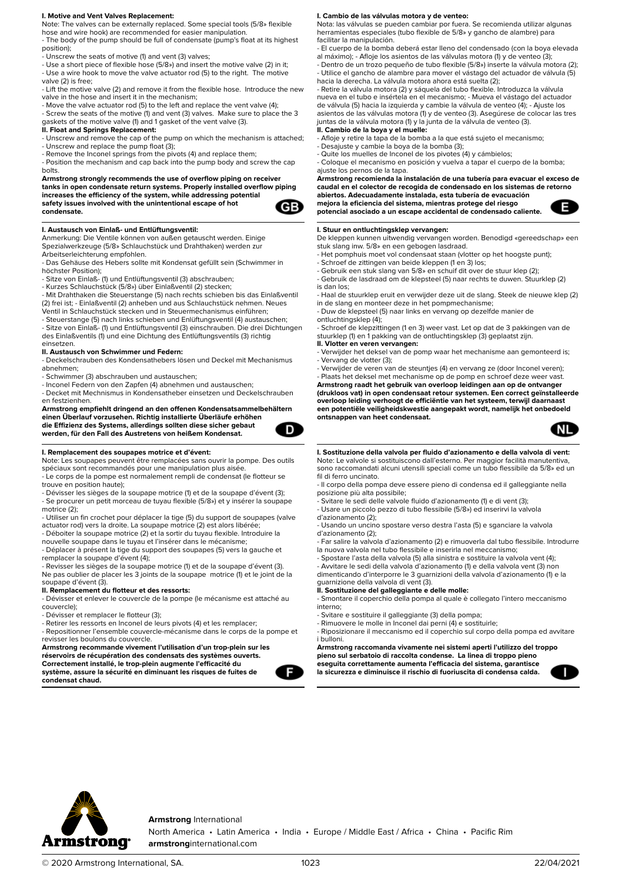### I. Motive and Vent Valves Replacement:

Note: The valves can be externally replaced. Some special tools (5/8» flexible hose and wire hook) are recommended for easier manipulation.

- The body of the pump should be full of condensate (pump's float at its highest position);
- Unscrew the seats of motive (1) and vent (3) valves;
- Use a short piece of flexible hose (5/8») and insert the motive valve (2) in it;
- Use a wire hook to move the valve actuator rod (5) to the right. The motive valve (2) is free;
- Lift the motive valve (2) and remove it from the flexible hose. Introduce the new valve in the hose and insert it in the mechanism;
- Move the valve actuator rod (5) to the left and replace the vent valve (4);
- Screw the seats of the motive (1) and vent (3) valves. Make sure to place the 3 gaskets of the motive valve (1) and 1 gasket of the vent valve (3).

### II. Float and Springs Replacement:

- Unscrew and remove the cap of the pump on which the mechanism is attached;
- Unscrew and replace the pump float (3);
- Remove the Inconel springs from the pivots (4) and replace them;
- Position the mechanism and cap back into the pump body and screw the cap bolts.

**Armstrong strongly recommends the use of overflow piping on receiver tanks in open condensate return systems. Properly installed overflow piping increases the efficiency of the system, while addressing potential safety issues involved with the unintentional escape of hot condensate.**

GB

### I. Cambio de las válvulas motora y de venteo:

Nota: las válvulas se pueden cambiar por fuera. Se recomienda utilizar algunas herramientas especiales (tubo flexible de 5/8» y gancho de alambre) para facilitar la manipulación.

- El cuerpo de la bomba deberá estar lleno del condensado (con la boya elevada al máximo); - Afloje los asientos de las válvulas motora (1) y de venteo (3);
- Dentro de un trozo pequeño de tubo flexible (5/8») inserte la válvula motora (2);
- Utilice el gancho de alambre para mover el vástago del actuador de válvula (5) hacia la derecha. La válvula motora ahora está suelta (2);
- Retire la válvula motora (2) y sáquela del tubo flexible. Introduzca la válvula nueva en el tubo e insértela en el mecanismo; - Mueva el vástago del actuador de válvula (5) hacia la izquierda y cambie la válvula de venteo (4); - Ajuste los asientos de las válvulas motora (1) y de venteo (3). Asegúrese de colocar las tres juntas de la válvula motora (1) y la junta de la válvula de venteo (3).

### II. Cambio de la boya y el muelle:

- Afloje y retire la tapa de la bomba a la que está sujeto el mecanismo;
- Desajuste y cambie la boya de la bomba (3);
- Quite los muelles de Inconel de los pivotes (4) y cámbielos;
- Coloque el mecanismo en posición y vuelva a tapar el cuerpo de la bomba; ajuste los pernos de la tapa.

**Armstrong recomienda la instalación de una tubería para evacuar el exceso de caudal en el colector de recogida de condensado en los sistemas de retorno abiertos. Adecuadamente instalada, esta tubería de evacuación mejora la eficiencia del sistema, mientras protege del riesgo potencial asociado a un escape accidental de condensado caliente.**

E

### I. Austausch von Einlaß- und Entlüftungsventil:

Anmerkung: Die Ventile können von außen getauscht werden. Einige Spezialwerkzeuge (5/8» Schlauchstück und Drahthaken) werden zur Arbeitserleichterung empfohlen.

- Das Gehäuse des Hebers sollte mit Kondensat gefüllt sein (Schwimmer in höchster Position);
- Sitze von Einlaß- (1) und Entlüftungsventil (3) abschrauben;
- Kurzes Schlauchstück (5/8») über Einlaßventil (2) stecken;
- Mit Drahthaken die Steuerstange (5) nach rechts schieben bis das Einlaßventil (2) frei ist; - Einlaßventil (2) anheben und aus Schlauchstück nehmen. Neues Ventil in Schlauchstück stecken und in Steuermechanismus einführen;
- Steuerstange (5) nach links schieben und Enlüftungsventil (4) austauschen;
- Sitze von Einlaß- (1) und Entlüftungsventil (3) einschrauben. Die drei Dichtungen des Einlaßventils (1) und eine Dichtung des Entlüftungsventils (3) richtig einsetzen.

### II. Austausch von Schwimmer und Federn:

- Deckelschrauben des Kondensathebers lösen und Deckel mit Mechanismus abnehmen;
- Schwimmer (3) abschrauben und austauschen;
- Inconel Federn von den Zapfen (4) abnehmen und austauschen;
- Decket mit Mechnismus in Kondensatheber einsetzen und Deckelschrauben en festzienhen.

**Armstrong empfiehlt dringend an den offenen Kondensatsammelbehältern einen Überlauf vorzusehen. Richtig installierte Überläufe erhöhen die Effizienz des Systems, allerdings sollten diese sicher gebaut werden, für den Fall des Austretens von heißem Kondensat.**

D

### I. Stuur en ontluchtingsklep vervangen:

De kleppen kunnen uitwendig vervangen worden. Benodigd «gereedschap» een stuk slang inw. 5/8» en een gebogen lasdraad.

- Het pomphuis moet vol condensaat staan (vlotter op het hoogste punt);
- Schroef de zittingen van beide kleppen (1 en 3) los;
- Gebruik een stuk slang van 5/8» en schuif dit over de stuur klep (2);
- Gebruik de lasdraad om de klepsteel (5) naar rechts te duwen. Stuurklep (2) is dan los;
- Haal de stuurklep eruit en verwijder deze uit de slang. Steek de nieuwe klep (2) in de slang en monteer deze in het pompmechanisme;
- Duw de klepsteel (5) naar links en vervang op dezelfde manier de ontluchtingsklep (4);
- Schroef de klepzittingen (1 en 3) weer vast. Let op dat de 3 pakkingen van de stuurklep (1) en 1 pakking van de ontluchtingsklep (3) geplaatst zijn.

### II. Vlotter en veren vervangen:

- Verwijder het deksel van de pomp waar het mechanisme aan gemonteerd is;
- Vervang de vlotter (3);
- Verwijder de veren van de steuntjes (4) en vervang ze (door Inconel veren);
- Plaats het deksel met mechanisme op de pomp en schroef deze weer vast.

**Armstrong raadt het gebruik van overloop leidingen aan op de ontvanger (drukloos vat) in open condensaat retour systemen. Een correct geïnstalleerde overloop leiding verhoogt de efficiëntie van het systeem, terwijl daarnaast een potentiële veiligheidskwestie aangepakt wordt, namelijk het onbedoeld ontsnappen van heet condensaat.**

NL

### I. Remplacement des soupapes motrice et d'évent:

Note: Les soupapes peuvent être remplacées sans ouvrir la pompe. Des outils spéciaux sont recommandés pour une manipulation plus aisée.

- Le corps de la pompe est normalement rempli de condensat (le flotteur se trouve en position haute);
- Dévisser les sièges de la soupape motrice (1) et de la soupape d'évent (3);
- Se procurer un petit morceau de tuyau flexible (5/8») et y insérer la soupape motrice (2);
- Utiliser un fin crochet pour déplacer la tige (5) du support de soupapes (valve actuator rod) vers la droite. La soupape motrice (2) est alors libérée;
- Déboiter la soupape motrice (2) et la sortir du tuyau flexible. Introduire la nouvelle soupape dans le tuyau et l'insérer dans le mécanisme;
- Déplacer à présent la tige du support des soupapes (5) vers la gauche et remplacer la soupape d'évent (4);
- Revisser les sièges de la soupape motrice (1) et de la soupape d'évent (3). Ne pas oublier de placer les 3 joints de la soupape motrice (1) et le joint de la soupape d'évent (3).

### II. Remplacement du flotteur et des ressorts:

- Dévisser et enlever le couvercle de la pompe (le mécanisme est attaché au couvercle);
- Dévisser et remplacer le flotteur (3);
- Retirer les ressorts en Inconel de leurs pivots (4) et les remplacer;
- Repositionner l'ensemble couvercle-mécanisme dans le corps de la pompe et revisser les boulons du couvercle.

**Armstrong recommande vivement l'utilisation d'un trop-plein sur les réservoirs de récupération des condensats des systèmes ouverts. Correctement installé, le trop-plein augmente l'efficacité du système, assure la sécurité en diminuant les risques de fuites de condensat chaud.**

F

### I. Sostituzione della valvola per fluido d'azionamento e della valvola di vent:

Note: Le valvole si sostituiscono dall'esterno. Per maggior facilità manutentiva, sono raccomandati alcuni utensili speciali come un tubo flessibile da 5/8» ed un fil di ferro uncinato.

- Il corpo della pompa deve essere pieno di condensa ed il galleggiante nella posizione più alta possibile;
- Svitare le sedi delle valvole fluido d'azionamento (1) e di vent (3);
- Usare un piccolo pezzo di tubo flessibile (5/8») ed inserirvi la valvola d'azionamento (2);
- Usando un uncino spostare verso destra l'asta (5) e sganciare la valvola d'azionamento (2);
- Far salire la valvola d'azionamento (2) e rimuoverla dal tubo flessibile. Introdurre la nuova valvola nel tubo flessibile e inserirla nel meccanismo;
- Spostare l'asta della valvola (5) alla sinistra e sostituire la valvola vent (4);
- Avvitare le sedi della valvola d'azionamento (1) e della valvola vent (3) non dimenticando d'interporre le 3 guarnizioni della valvola d'azionamento (1) e la guarnizione della valvola di vent (3).

### II. Sostituzione del galleggiante e delle molle:

- Smontare il coperchio della pompa al quale è collegato l'intero meccanismo interno;
- Svitare e sostituire il galleggiante (3) della pompa;
- Rimuovere le molle in Inconel dai perni (4) e sostituirle;
- Riposizionare il meccanismo ed il coperchio sul corpo della pompa ed avvitare i bulloni.

**Armstrong raccomanda vivamente nei sistemi aperti l'utilizzo del troppo pieno sul serbatoio di raccolta condense. La linea di troppo pieno eseguita correttamente aumenta l'efficacia del sistema, garantisce la sicurezza e diminuisce il rischio di fuoriuscita di condensa calda.**

I

**Armstrong** International

North America • Latin America • India • Europe / Middle East / Africa • China • Pacific Rim

**armstrong**international.com

© 2020 Armstrong International, SA. 1023 22/04/2021